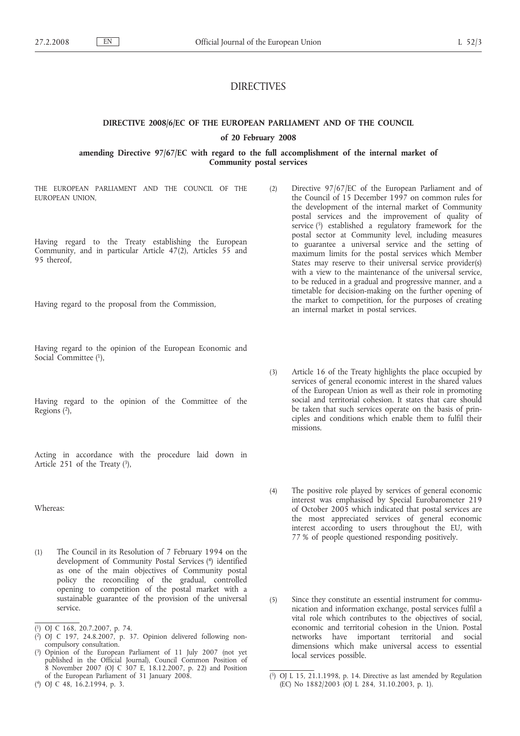# DIRECTIVES

## DIRECTIVE 2008/6/EC OF THE EUROPEAN PARLIAMENT AND OF THE COUNCIL

### of 20 February 2008

### amending Directive 97/67/EC with regard to the full accomplishment of the internal market of Community postal services

THE EUROPEAN PARLIAMENT AND THE COUNCIL OF THE EUROPEAN UNION,

Having regard to the Treaty establishing the European Community, and in particular Article 47(2), Articles 55 and 95 thereof,

Having regard to the proposal from the Commission,

Having regard to the opinion of the European Economic and Social Committee [1],

Having regard to the opinion of the Committee of the Regions [2],

Acting in accordance with the procedure laid down in Article 251 of the Treaty [3],

Whereas:

(1) The Council in its Resolution of 7 February 1994 on the development of Community Postal Services [4] identified as one of the main objectives of Community postal policy the reconciling of the gradual, controlled opening to competition of the postal market with a sustainable guarantee of the provision of the universal service.

(2) Directive 97/67/EC of the European Parliament and of the Council of 15 December 1997 on common rules for the development of the internal market of Community postal services and the improvement of quality of service [5] established a regulatory framework for the postal sector at Community level, including measures to guarantee a universal service and the setting of maximum limits for the postal services which Member States may reserve to their universal service provider(s) with a view to the maintenance of the universal service, to be reduced in a gradual and progressive manner, and a timetable for decision-making on the further opening of the market to competition, for the purposes of creating an internal market in postal services.

(3) Article 16 of the Treaty highlights the place occupied by services of general economic interest in the shared values of the European Union as well as their role in promoting social and territorial cohesion. It states that care should be taken that such services operate on the basis of principles and conditions which enable them to fulfil their missions.

(4) The positive role played by services of general economic interest was emphasised by Special Eurobarometer 219 of October 2005 which indicated that postal services are the most appreciated services of general economic interest according to users throughout the EU, with 77 % of people questioned responding positively.

(5) Since they constitute an essential instrument for communication and information exchange, postal services fulfil a vital role which contributes to the objectives of social, economic and territorial cohesion in the Union. Postal networks have important territorial and social dimensions which make universal access to essential local services possible.

---

[1] OJ C 168, 20.7.2007, p. 74.

[2] OJ C 197, 24.8.2007, p. 37. Opinion delivered following non-compulsory consultation.

[3] Opinion of the European Parliament of 11 July 2007 (not yet published in the Official Journal), Council Common Position of 8 November 2007 (OJ C 307 E, 18.12.2007, p. 22) and Position of the European Parliament of 31 January 2008.

[4] OJ C 48, 16.2.1994, p. 3.

[5] OJ L 15, 21.1.1998, p. 14. Directive as last amended by Regulation (EC) No 1882/2003 (OJ L 284, 31.10.2003, p. 1).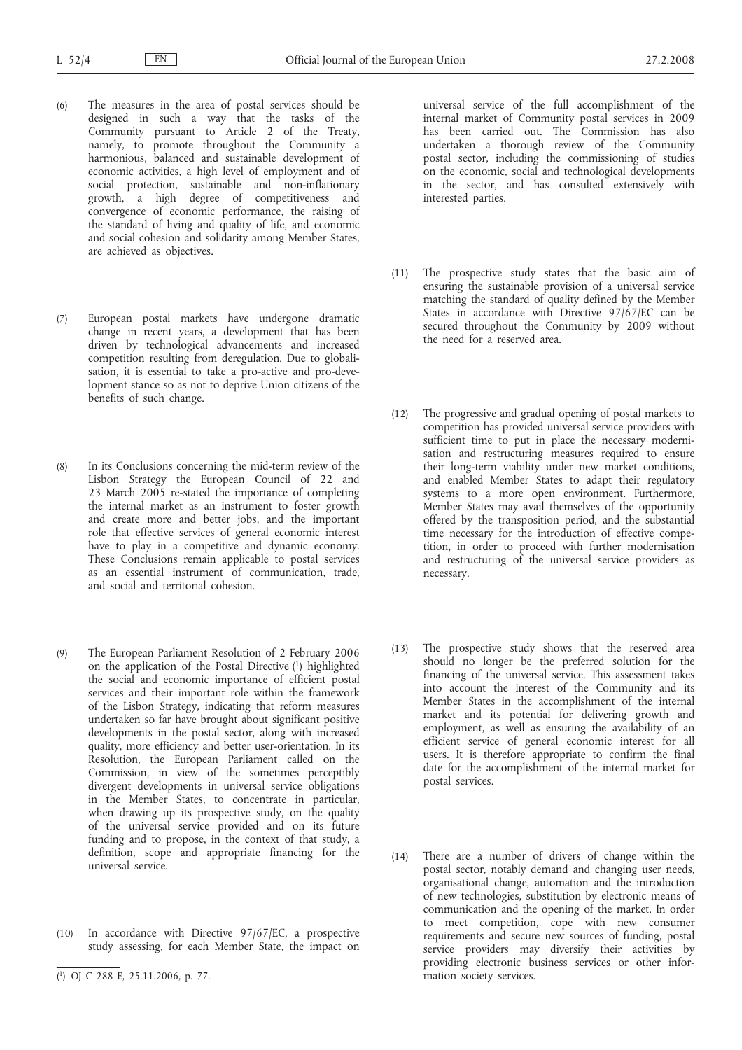(6) The measures in the area of postal services should be designed in such a way that the tasks of the Community pursuant to Article 2 of the Treaty, namely, to promote throughout the Community a harmonious, balanced and sustainable development of economic activities, a high level of employment and of social protection, sustainable and non-inflationary growth, a high degree of competitiveness and convergence of economic performance, the raising of the standard of living and quality of life, and economic and social cohesion and solidarity among Member States, are achieved as objectives.

(7) European postal markets have undergone dramatic change in recent years, a development that has been driven by technological advancements and increased competition resulting from deregulation. Due to globalisation, it is essential to take a pro-active and pro-development stance so as not to deprive Union citizens of the benefits of such change.

(8) In its Conclusions concerning the mid-term review of the Lisbon Strategy the European Council of 22 and 23 March 2005 re-stated the importance of completing the internal market as an instrument to foster growth and create more and better jobs, and the important role that effective services of general economic interest have to play in a competitive and dynamic economy. These Conclusions remain applicable to postal services as an essential instrument of communication, trade, and social and territorial cohesion.

(9) The European Parliament Resolution of 2 February 2006 on the application of the Postal Directive [1] highlighted the social and economic importance of efficient postal services and their important role within the framework of the Lisbon Strategy, indicating that reform measures undertaken so far have brought about significant positive developments in the postal sector, along with increased quality, more efficiency and better user-orientation. In its Resolution, the European Parliament called on the Commission, in view of the sometimes perceptibly divergent developments in universal service obligations in the Member States, to concentrate in particular, when drawing up its prospective study, on the quality of the universal service provided and on its future funding and to propose, in the context of that study, a definition, scope and appropriate financing for the universal service.

(10) In accordance with Directive 97/67/EC, a prospective study assessing, for each Member State, the impact on universal service of the full accomplishment of the internal market of Community postal services in 2009 has been carried out. The Commission has also undertaken a thorough review of the Community postal sector, including the commissioning of studies on the economic, social and technological developments in the sector, and has consulted extensively with interested parties.

(11) The prospective study states that the basic aim of ensuring the sustainable provision of a universal service matching the standard of quality defined by the Member States in accordance with Directive 97/67/EC can be secured throughout the Community by 2009 without the need for a reserved area.

(12) The progressive and gradual opening of postal markets to competition has provided universal service providers with sufficient time to put in place the necessary modernisation and restructuring measures required to ensure their long-term viability under new market conditions, and enabled Member States to adapt their regulatory systems to a more open environment. Furthermore, Member States may avail themselves of the opportunity offered by the transposition period, and the substantial time necessary for the introduction of effective competition, in order to proceed with further modernisation and restructuring of the universal service providers as necessary.

(13) The prospective study shows that the reserved area should no longer be the preferred solution for the financing of the universal service. This assessment takes into account the interest of the Community and its Member States in the accomplishment of the internal market and its potential for delivering growth and employment, as well as ensuring the availability of an efficient service of general economic interest for all users. It is therefore appropriate to confirm the final date for the accomplishment of the internal market for postal services.

(14) There are a number of drivers of change within the postal sector, notably demand and changing user needs, organisational change, automation and the introduction of new technologies, substitution by electronic means of communication and the opening of the market. In order to meet competition, cope with new consumer requirements and secure new sources of funding, postal service providers may diversify their activities by providing electronic business services or other information society services.

---

[1] OJ C 288 E, 25.11.2006, p. 77.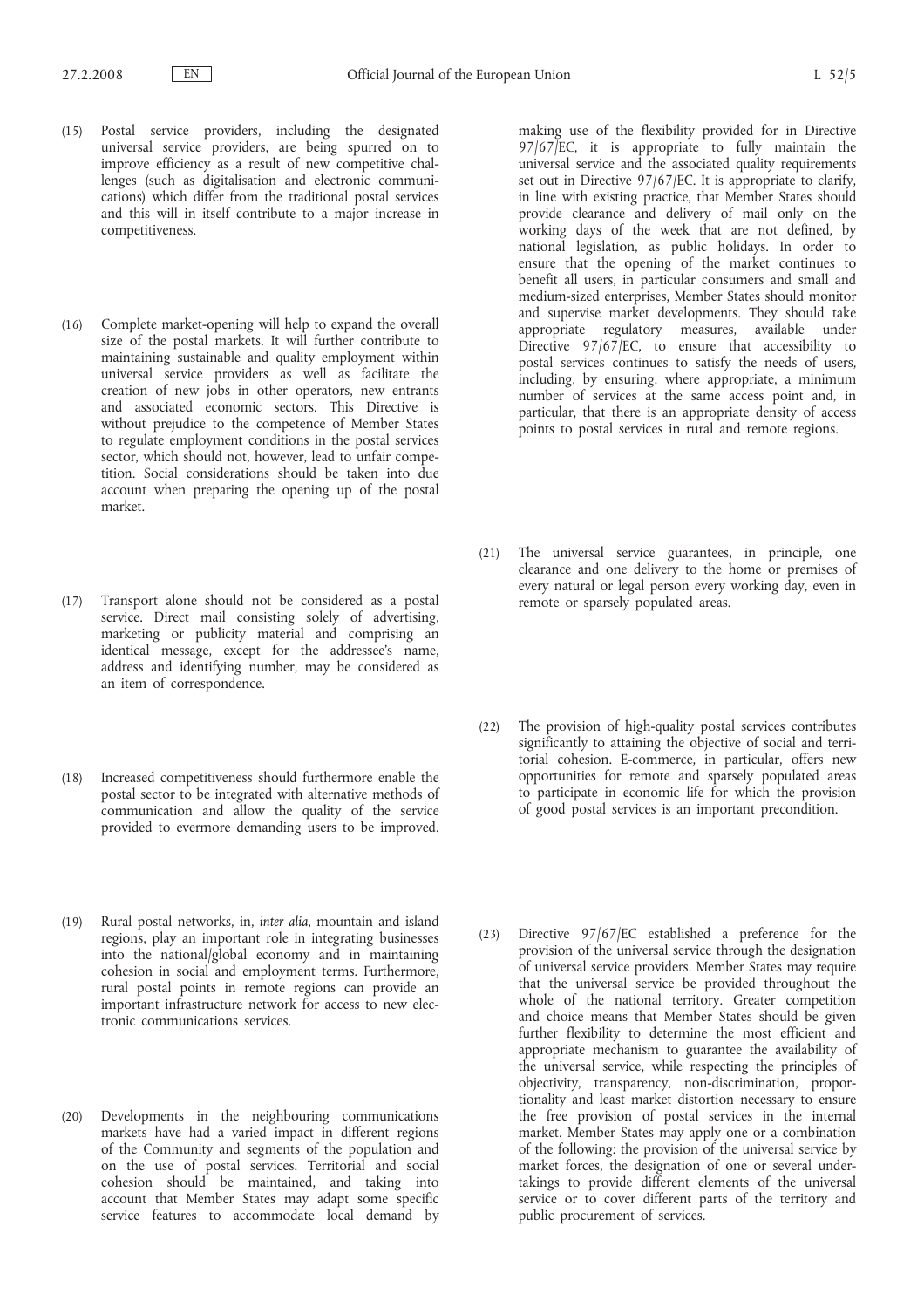(15) Postal service providers, including the designated universal service providers, are being spurred on to improve efficiency as a result of new competitive challenges (such as digitalisation and electronic communications) which differ from the traditional postal services and this will in itself contribute to a major increase in competitiveness.

(16) Complete market-opening will help to expand the overall size of the postal markets. It will further contribute to maintaining sustainable and quality employment within universal service providers as well as facilitate the creation of new jobs in other operators, new entrants and associated economic sectors. This Directive is without prejudice to the competence of Member States to regulate employment conditions in the postal services sector, which should not, however, lead to unfair competition. Social considerations should be taken into due account when preparing the opening up of the postal market.

(17) Transport alone should not be considered as a postal service. Direct mail consisting solely of advertising, marketing or publicity material and comprising an identical message, except for the addressee's name, address and identifying number, may be considered as an item of correspondence.

(18) Increased competitiveness should furthermore enable the postal sector to be integrated with alternative methods of communication and allow the quality of the service provided to evermore demanding users to be improved.

(19) Rural postal networks, in, *inter alia*, mountain and island regions, play an important role in integrating businesses into the national/global economy and in maintaining cohesion in social and employment terms. Furthermore, rural postal points in remote regions can provide an important infrastructure network for access to new electronic communications services.

(20) Developments in the neighbouring communications markets have had a varied impact in different regions of the Community and segments of the population and on the use of postal services. Territorial and social cohesion should be maintained, and taking into account that Member States may adapt some specific service features to accommodate local demand by making use of the flexibility provided for in Directive 97/67/EC, it is appropriate to fully maintain the universal service and the associated quality requirements set out in Directive 97/67/EC. It is appropriate to clarify, in line with existing practice, that Member States should provide clearance and delivery of mail only on the working days of the week that are not defined, by national legislation, as public holidays. In order to ensure that the opening of the market continues to benefit all users, in particular consumers and small and medium-sized enterprises, Member States should monitor and supervise market developments. They should take appropriate regulatory measures, available under Directive 97/67/EC, to ensure that accessibility to postal services continues to satisfy the needs of users, including, by ensuring, where appropriate, a minimum number of services at the same access point and, in particular, that there is an appropriate density of access points to postal services in rural and remote regions.

(21) The universal service guarantees, in principle, one clearance and one delivery to the home or premises of every natural or legal person every working day, even in remote or sparsely populated areas.

(22) The provision of high-quality postal services contributes significantly to attaining the objective of social and territorial cohesion. E-commerce, in particular, offers new opportunities for remote and sparsely populated areas to participate in economic life for which the provision of good postal services is an important precondition.

(23) Directive 97/67/EC established a preference for the provision of the universal service through the designation of universal service providers. Member States may require that the universal service be provided throughout the whole of the national territory. Greater competition and choice means that Member States should be given further flexibility to determine the most efficient and appropriate mechanism to guarantee the availability of the universal service, while respecting the principles of objectivity, transparency, non-discrimination, proportionality and least market distortion necessary to ensure the free provision of postal services in the internal market. Member States may apply one or a combination of the following: the provision of the universal service by market forces, the designation of one or several undertakings to provide different elements of the universal service or to cover different parts of the territory and public procurement of services.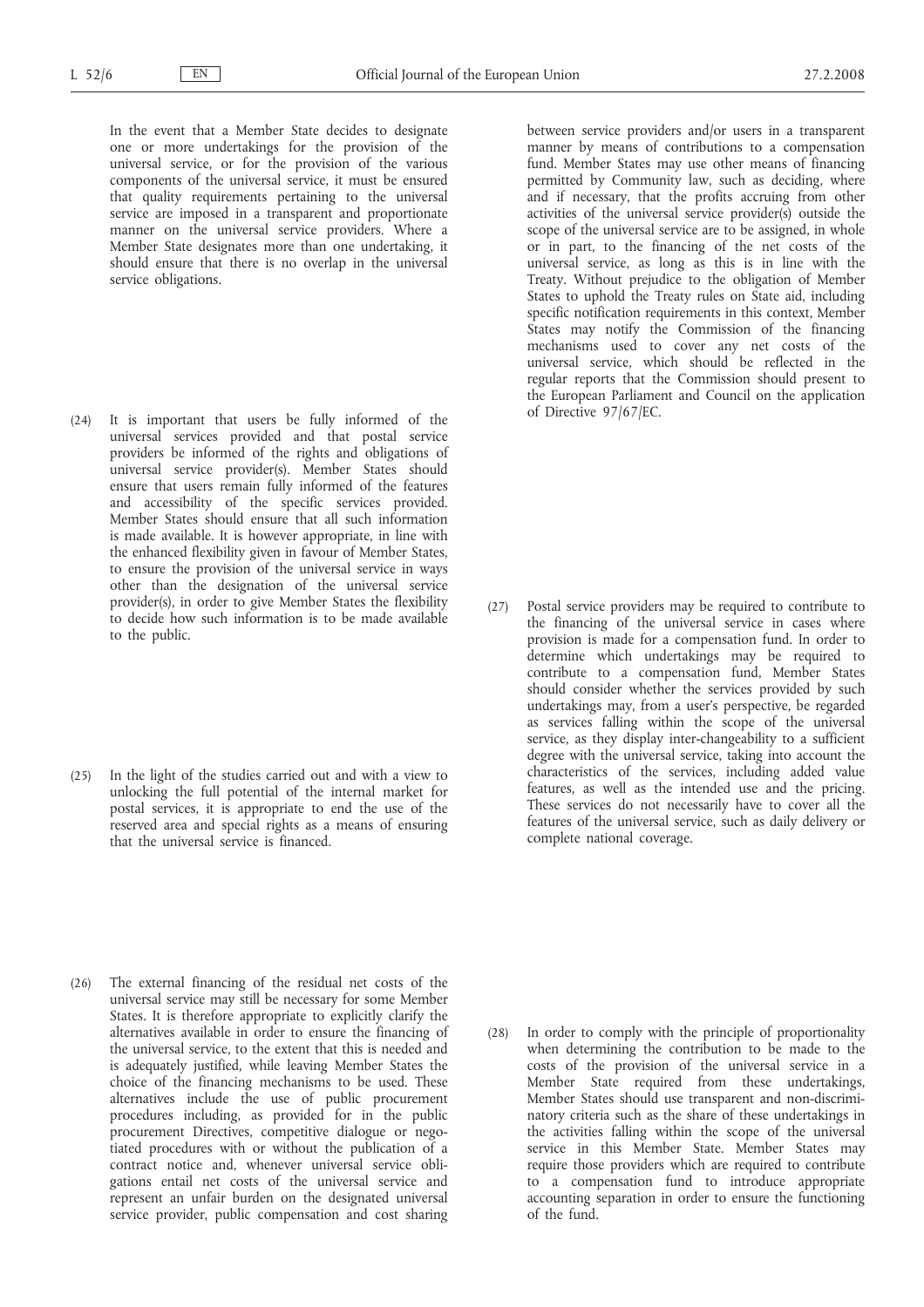In the event that a Member State decides to designate one or more undertakings for the provision of the universal service, or for the provision of the various components of the universal service, it must be ensured that quality requirements pertaining to the universal service are imposed in a transparent and proportionate manner on the universal service providers. Where a Member State designates more than one undertaking, it should ensure that there is no overlap in the universal service obligations.

(24) It is important that users be fully informed of the universal services provided and that postal service providers be informed of the rights and obligations of universal service provider(s). Member States should ensure that users remain fully informed of the features and accessibility of the specific services provided. Member States should ensure that all such information is made available. It is however appropriate, in line with the enhanced flexibility given in favour of Member States, to ensure the provision of the universal service in ways other than the designation of the universal service provider(s), in order to give Member States the flexibility to decide how such information is to be made available to the public.

(25) In the light of the studies carried out and with a view to unlocking the full potential of the internal market for postal services, it is appropriate to end the use of the reserved area and special rights as a means of ensuring that the universal service is financed.

(26) The external financing of the residual net costs of the universal service may still be necessary for some Member States. It is therefore appropriate to explicitly clarify the alternatives available in order to ensure the financing of the universal service, to the extent that this is needed and is adequately justified, while leaving Member States the choice of the financing mechanisms to be used. These alternatives include the use of public procurement procedures including, as provided for in the public procurement Directives, competitive dialogue or negotiated procedures with or without the publication of a contract notice and, whenever universal service obligations entail net costs of the universal service and represent an unfair burden on the designated universal service provider, public compensation and cost sharing between service providers and/or users in a transparent manner by means of contributions to a compensation fund. Member States may use other means of financing permitted by Community law, such as deciding, where and if necessary, that the profits accruing from other activities of the universal service provider(s) outside the scope of the universal service are to be assigned, in whole or in part, to the financing of the net costs of the universal service, as long as this is in line with the Treaty. Without prejudice to the obligation of Member States to uphold the Treaty rules on State aid, including specific notification requirements in this context, Member States may notify the Commission of the financing mechanisms used to cover any net costs of the universal service, which should be reflected in the regular reports that the Commission should present to the European Parliament and Council on the application of Directive 97/67/EC.

(27) Postal service providers may be required to contribute to the financing of the universal service in cases where provision is made for a compensation fund. In order to determine which undertakings may be required to contribute to a compensation fund, Member States should consider whether the services provided by such undertakings may, from a user's perspective, be regarded as services falling within the scope of the universal service, as they display inter-changeability to a sufficient degree with the universal service, taking into account the characteristics of the services, including added value features, as well as the intended use and the pricing. These services do not necessarily have to cover all the features of the universal service, such as daily delivery or complete national coverage.

(28) In order to comply with the principle of proportionality when determining the contribution to be made to the costs of the provision of the universal service in a Member State required from these undertakings, Member States should use transparent and non-discriminatory criteria such as the share of these undertakings in the activities falling within the scope of the universal service in this Member State. Member States may require those providers which are required to contribute to a compensation fund to introduce appropriate accounting separation in order to ensure the functioning of the fund.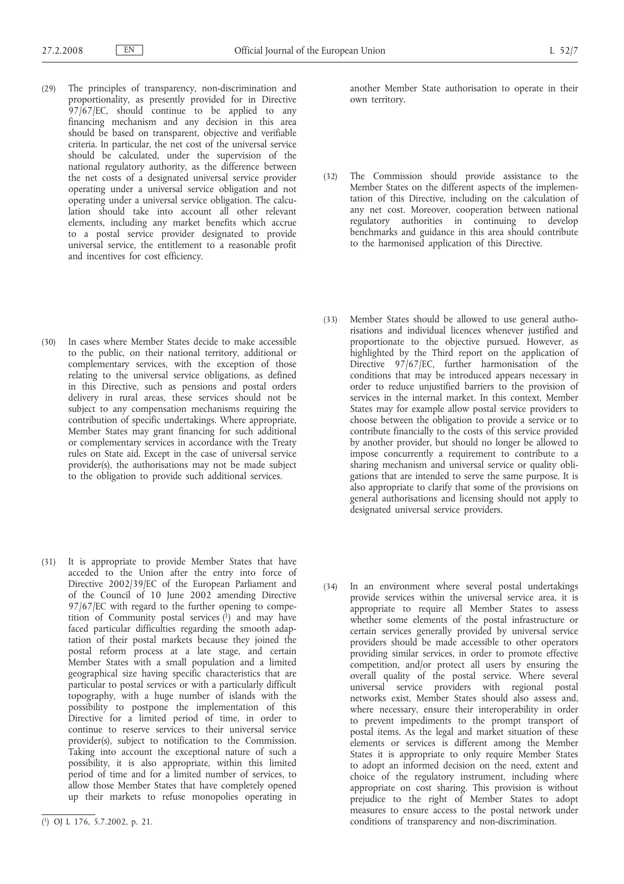(29) The principles of transparency, non-discrimination and proportionality, as presently provided for in Directive 97/67/EC, should continue to be applied to any financing mechanism and any decision in this area should be based on transparent, objective and verifiable criteria. In particular, the net cost of the universal service should be calculated, under the supervision of the national regulatory authority, as the difference between the net costs of a designated universal service provider operating under a universal service obligation and not operating under a universal service obligation. The calculation should take into account all other relevant elements, including any market benefits which accrue to a postal service provider designated to provide universal service, the entitlement to a reasonable profit and incentives for cost efficiency.

(30) In cases where Member States decide to make accessible to the public, on their national territory, additional or complementary services, with the exception of those relating to the universal service obligations, as defined in this Directive, such as pensions and postal orders delivery in rural areas, these services should not be subject to any compensation mechanisms requiring the contribution of specific undertakings. Where appropriate, Member States may grant financing for such additional or complementary services in accordance with the Treaty rules on State aid. Except in the case of universal service provider(s), the authorisations may not be made subject to the obligation to provide such additional services.

(31) It is appropriate to provide Member States that have acceded to the Union after the entry into force of Directive 2002/39/EC of the European Parliament and of the Council of 10 June 2002 amending Directive 97/67/EC with regard to the further opening to competition of Community postal services [1] and may have faced particular difficulties regarding the smooth adaptation of their postal markets because they joined the postal reform process at a late stage, and certain Member States with a small population and a limited geographical size having specific characteristics that are particular to postal services or with a particularly difficult topography, with a huge number of islands with the possibility to postpone the implementation of this Directive for a limited period of time, in order to continue to reserve services to their universal service provider(s), subject to notification to the Commission. Taking into account the exceptional nature of such a possibility, it is also appropriate, within this limited period of time and for a limited number of services, to allow those Member States that have completely opened up their markets to refuse monopolies operating in another Member State authorisation to operate in their own territory.

(32) The Commission should provide assistance to the Member States on the different aspects of the implementation of this Directive, including on the calculation of any net cost. Moreover, cooperation between national regulatory authorities in continuing to develop benchmarks and guidance in this area should contribute to the harmonised application of this Directive.

(33) Member States should be allowed to use general authorisations and individual licences whenever justified and proportionate to the objective pursued. However, as highlighted by the Third report on the application of Directive 97/67/EC, further harmonisation of the conditions that may be introduced appears necessary in order to reduce unjustified barriers to the provision of services in the internal market. In this context, Member States may for example allow postal service providers to choose between the obligation to provide a service or to contribute financially to the costs of this service provided by another provider, but should no longer be allowed to impose concurrently a requirement to contribute to a sharing mechanism and universal service or quality obligations that are intended to serve the same purpose. It is also appropriate to clarify that some of the provisions on general authorisations and licensing should not apply to designated universal service providers.

(34) In an environment where several postal undertakings provide services within the universal service area, it is appropriate to require all Member States to assess whether some elements of the postal infrastructure or certain services generally provided by universal service providers should be made accessible to other operators providing similar services, in order to promote effective competition, and/or protect all users by ensuring the overall quality of the postal service. Where several universal service providers with regional postal networks exist, Member States should also assess and, where necessary, ensure their interoperability in order to prevent impediments to the prompt transport of postal items. As the legal and market situation of these elements or services is different among the Member States it is appropriate to only require Member States to adopt an informed decision on the need, extent and choice of the regulatory instrument, including where appropriate on cost sharing. This provision is without prejudice to the right of Member States to adopt measures to ensure access to the postal network under conditions of transparency and non-discrimination.

[1] OJ L 176, 5.7.2002, p. 21.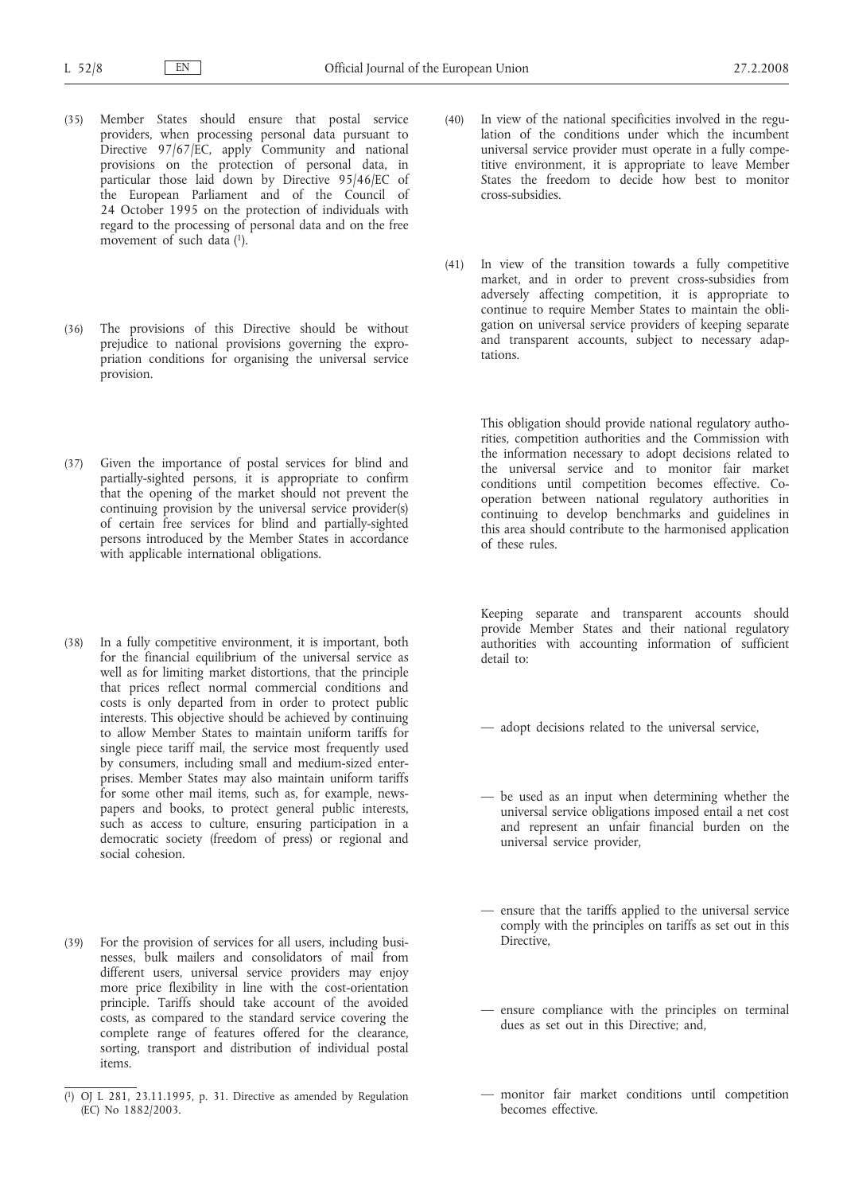(35) Member States should ensure that postal service providers, when processing personal data pursuant to Directive 97/67/EC, apply Community and national provisions on the protection of personal data, in particular those laid down by Directive 95/46/EC of the European Parliament and of the Council of 24 October 1995 on the protection of individuals with regard to the processing of personal data and on the free movement of such data [1].

(36) The provisions of this Directive should be without prejudice to national provisions governing the expropriation conditions for organising the universal service provision.

(37) Given the importance of postal services for blind and partially-sighted persons, it is appropriate to confirm that the opening of the market should not prevent the continuing provision by the universal service provider(s) of certain free services for blind and partially-sighted persons introduced by the Member States in accordance with applicable international obligations.

(38) In a fully competitive environment, it is important, both for the financial equilibrium of the universal service as well as for limiting market distortions, that the principle that prices reflect normal commercial conditions and costs is only departed from in order to protect public interests. This objective should be achieved by continuing to allow Member States to maintain uniform tariffs for single piece tariff mail, the service most frequently used by consumers, including small and medium-sized enterprises. Member States may also maintain uniform tariffs for some other mail items, such as, for example, newspapers and books, to protect general public interests, such as access to culture, ensuring participation in a democratic society (freedom of press) or regional and social cohesion.

(39) For the provision of services for all users, including businesses, bulk mailers and consolidators of mail from different users, universal service providers may enjoy more price flexibility in line with the cost-orientation principle. Tariffs should take account of the avoided costs, as compared to the standard service covering the complete range of features offered for the clearance, sorting, transport and distribution of individual postal items.

(40) In view of the national specificities involved in the regulation of the conditions under which the incumbent universal service provider must operate in a fully competitive environment, it is appropriate to leave Member States the freedom to decide how best to monitor cross-subsidies.

(41) In view of the transition towards a fully competitive market, and in order to prevent cross-subsidies from adversely affecting competition, it is appropriate to continue to require Member States to maintain the obligation on universal service providers of keeping separate and transparent accounts, subject to necessary adaptations.

This obligation should provide national regulatory authorities, competition authorities and the Commission with the information necessary to adopt decisions related to the universal service and to monitor fair market conditions until competition becomes effective. Cooperation between national regulatory authorities in continuing to develop benchmarks and guidelines in this area should contribute to the harmonised application of these rules.

Keeping separate and transparent accounts should provide Member States and their national regulatory authorities with accounting information of sufficient detail to:

— adopt decisions related to the universal service,

— be used as an input when determining whether the universal service obligations imposed entail a net cost and represent an unfair financial burden on the universal service provider,

— ensure that the tariffs applied to the universal service comply with the principles on tariffs as set out in this Directive,

— ensure compliance with the principles on terminal dues as set out in this Directive; and,

— monitor fair market conditions until competition becomes effective.

---

[1] OJ L 281, 23.11.1995, p. 31. Directive as amended by Regulation (EC) No 1882/2003.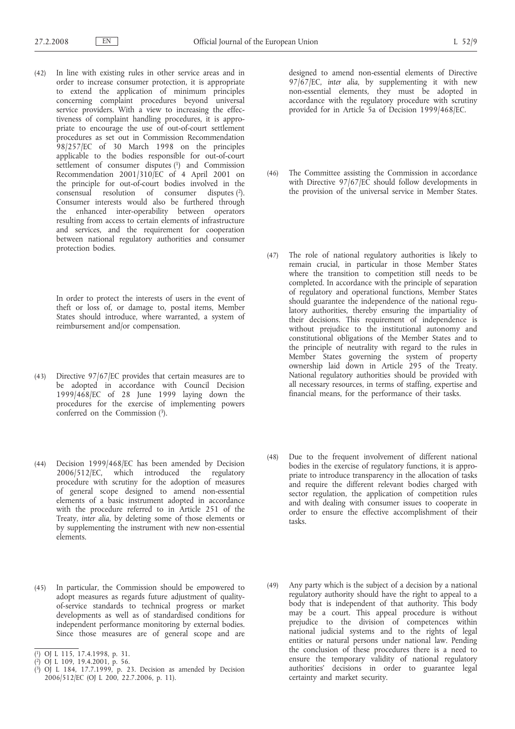(42) In line with existing rules in other service areas and in order to increase consumer protection, it is appropriate to extend the application of minimum principles concerning complaint procedures beyond universal service providers. With a view to increasing the effectiveness of complaint handling procedures, it is appropriate to encourage the use of out-of-court settlement procedures as set out in Commission Recommendation 98/257/EC of 30 March 1998 on the principles applicable to the bodies responsible for out-of-court settlement of consumer disputes [1] and Commission Recommendation 2001/310/EC of 4 April 2001 on the principle for out-of-court bodies involved in the consensual resolution of consumer disputes [2]. Consumer interests would also be furthered through the enhanced inter-operability between operators resulting from access to certain elements of infrastructure and services, and the requirement for cooperation between national regulatory authorities and consumer protection bodies.

In order to protect the interests of users in the event of theft or loss of, or damage to, postal items, Member States should introduce, where warranted, a system of reimbursement and/or compensation.

(43) Directive 97/67/EC provides that certain measures are to be adopted in accordance with Council Decision 1999/468/EC of 28 June 1999 laying down the procedures for the exercise of implementing powers conferred on the Commission [3].

(44) Decision 1999/468/EC has been amended by Decision 2006/512/EC, which introduced the regulatory procedure with scrutiny for the adoption of measures of general scope designed to amend non-essential elements of a basic instrument adopted in accordance with the procedure referred to in Article 251 of the Treaty, *inter alia*, by deleting some of those elements or by supplementing the instrument with new non-essential elements.

(45) In particular, the Commission should be empowered to adopt measures as regards future adjustment of quality-of-service standards to technical progress or market developments as well as of standardised conditions for independent performance monitoring by external bodies. Since those measures are of general scope and are designed to amend non-essential elements of Directive 97/67/EC, *inter alia*, by supplementing it with new non-essential elements, they must be adopted in accordance with the regulatory procedure with scrutiny provided for in Article 5a of Decision 1999/468/EC.

(46) The Committee assisting the Commission in accordance with Directive 97/67/EC should follow developments in the provision of the universal service in Member States.

(47) The role of national regulatory authorities is likely to remain crucial, in particular in those Member States where the transition to competition still needs to be completed. In accordance with the principle of separation of regulatory and operational functions, Member States should guarantee the independence of the national regulatory authorities, thereby ensuring the impartiality of their decisions. This requirement of independence is without prejudice to the institutional autonomy and constitutional obligations of the Member States and to the principle of neutrality with regard to the rules in Member States governing the system of property ownership laid down in Article 295 of the Treaty. National regulatory authorities should be provided with all necessary resources, in terms of staffing, expertise and financial means, for the performance of their tasks.

(48) Due to the frequent involvement of different national bodies in the exercise of regulatory functions, it is appropriate to introduce transparency in the allocation of tasks and require the different relevant bodies charged with sector regulation, the application of competition rules and with dealing with consumer issues to cooperate in order to ensure the effective accomplishment of their tasks.

(49) Any party which is the subject of a decision by a national regulatory authority should have the right to appeal to a body that is independent of that authority. This body may be a court. This appeal procedure is without prejudice to the division of competences within national judicial systems and to the rights of legal entities or natural persons under national law. Pending the conclusion of these procedures there is a need to ensure the temporary validity of national regulatory authorities' decisions in order to guarantee legal certainty and market security.

---

[1] OJ L 115, 17.4.1998, p. 31.

[2] OJ L 109, 19.4.2001, p. 56.

[3] OJ L 184, 17.7.1999, p. 23. Decision as amended by Decision 2006/512/EC (OJ L 200, 22.7.2006, p. 11).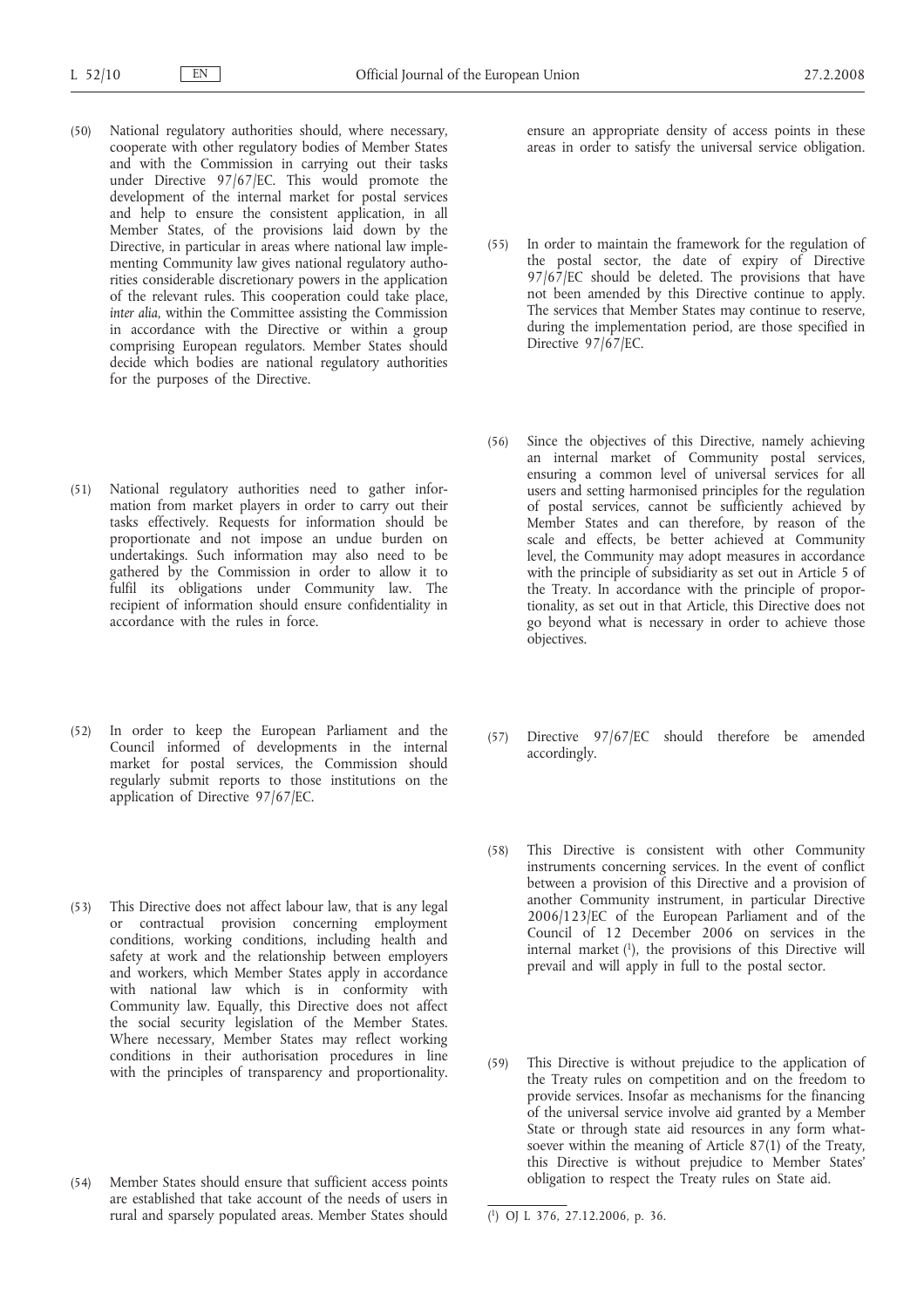(50) National regulatory authorities should, where necessary, cooperate with other regulatory bodies of Member States and with the Commission in carrying out their tasks under Directive 97/67/EC. This would promote the development of the internal market for postal services and help to ensure the consistent application, in all Member States, of the provisions laid down by the Directive, in particular in areas where national law implementing Community law gives national regulatory authorities considerable discretionary powers in the application of the relevant rules. This cooperation could take place, *inter alia*, within the Committee assisting the Commission in accordance with the Directive or within a group comprising European regulators. Member States should decide which bodies are national regulatory authorities for the purposes of the Directive.

(51) National regulatory authorities need to gather information from market players in order to carry out their tasks effectively. Requests for information should be proportionate and not impose an undue burden on undertakings. Such information may also need to be gathered by the Commission in order to allow it to fulfil its obligations under Community law. The recipient of information should ensure confidentiality in accordance with the rules in force.

(52) In order to keep the European Parliament and the Council informed of developments in the internal market for postal services, the Commission should regularly submit reports to those institutions on the application of Directive 97/67/EC.

(53) This Directive does not affect labour law, that is any legal or contractual provision concerning employment conditions, working conditions, including health and safety at work and the relationship between employers and workers, which Member States apply in accordance with national law which is in conformity with Community law. Equally, this Directive does not affect the social security legislation of the Member States. Where necessary, Member States may reflect working conditions in their authorisation procedures in line with the principles of transparency and proportionality.

(54) Member States should ensure that sufficient access points are established that take account of the needs of users in rural and sparsely populated areas. Member States should ensure an appropriate density of access points in these areas in order to satisfy the universal service obligation.

(55) In order to maintain the framework for the regulation of the postal sector, the date of expiry of Directive 97/67/EC should be deleted. The provisions that have not been amended by this Directive continue to apply. The services that Member States may continue to reserve, during the implementation period, are those specified in Directive 97/67/EC.

(56) Since the objectives of this Directive, namely achieving an internal market of Community postal services, ensuring a common level of universal services for all users and setting harmonised principles for the regulation of postal services, cannot be sufficiently achieved by Member States and can therefore, by reason of the scale and effects, be better achieved at Community level, the Community may adopt measures in accordance with the principle of subsidiarity as set out in Article 5 of the Treaty. In accordance with the principle of proportionality, as set out in that Article, this Directive does not go beyond what is necessary in order to achieve those objectives.

(57) Directive 97/67/EC should therefore be amended accordingly.

(58) This Directive is consistent with other Community instruments concerning services. In the event of conflict between a provision of this Directive and a provision of another Community instrument, in particular Directive 2006/123/EC of the European Parliament and of the Council of 12 December 2006 on services in the internal market [1], the provisions of this Directive will prevail and will apply in full to the postal sector.

(59) This Directive is without prejudice to the application of the Treaty rules on competition and on the freedom to provide services. Insofar as mechanisms for the financing of the universal service involve aid granted by a Member State or through state aid resources in any form whatsoever within the meaning of Article 87(1) of the Treaty, this Directive is without prejudice to Member States' obligation to respect the Treaty rules on State aid.

---

[1] OJ L 376, 27.12.2006, p. 36.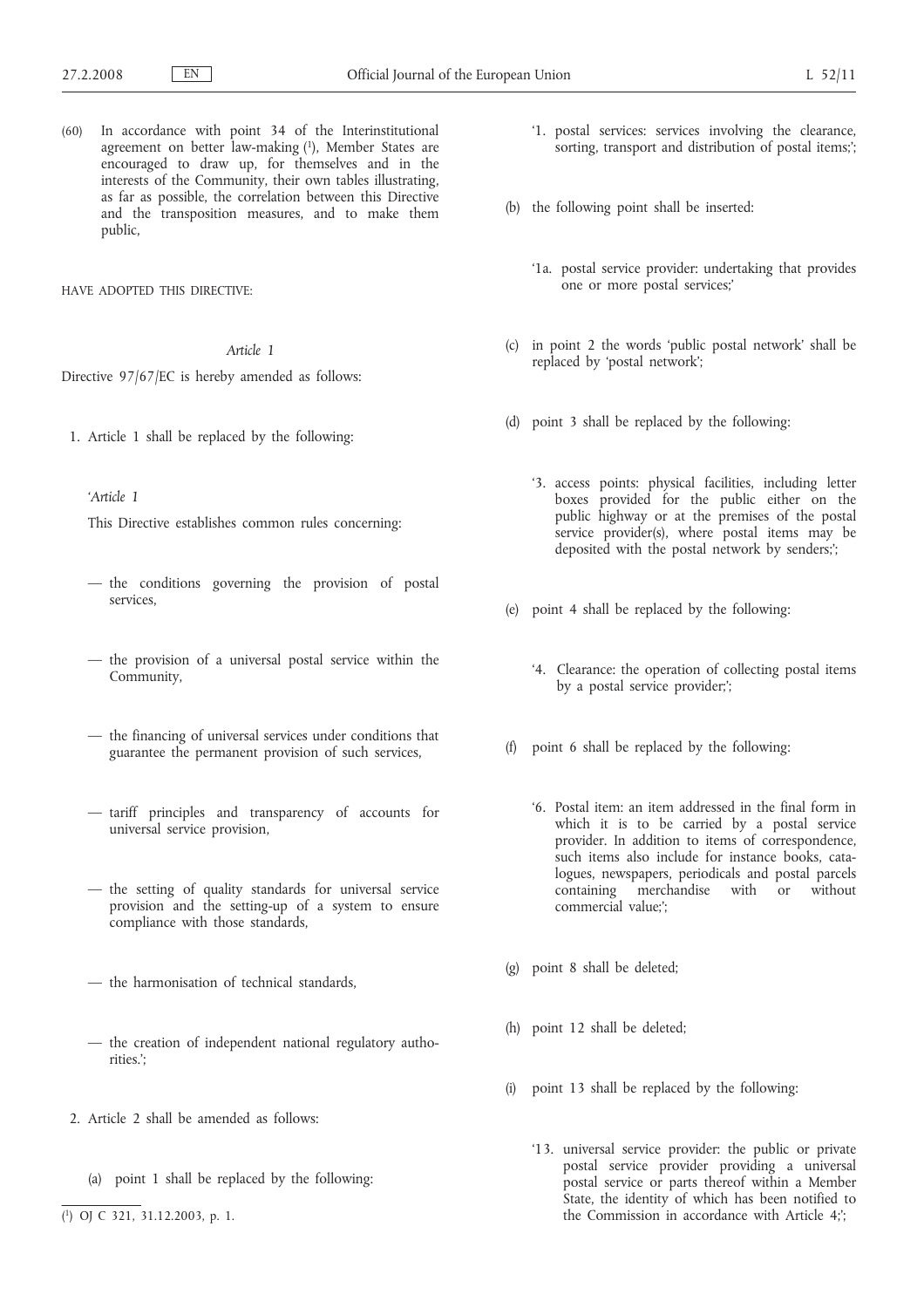(60) In accordance with point 34 of the Interinstitutional agreement on better law-making [1], Member States are encouraged to draw up, for themselves and in the interests of the Community, their own tables illustrating, as far as possible, the correlation between this Directive and the transposition measures, and to make them public,

HAVE ADOPTED THIS DIRECTIVE:

*Article 1*

Directive 97/67/EC is hereby amended as follows:

1. Article 1 shall be replaced by the following:

   '*Article 1*

   This Directive establishes common rules concerning:

   — the conditions governing the provision of postal services,

   — the provision of a universal postal service within the Community,

   — the financing of universal services under conditions that guarantee the permanent provision of such services,

   — tariff principles and transparency of accounts for universal service provision,

   — the setting of quality standards for universal service provision and the setting-up of a system to ensure compliance with those standards,

   — the harmonisation of technical standards,

   — the creation of independent national regulatory authorities.';

2. Article 2 shall be amended as follows:

   (a) point 1 shall be replaced by the following:

   '1. postal services: services involving the clearance, sorting, transport and distribution of postal items;';

   (b) the following point shall be inserted:

   '1a. postal service provider: undertaking that provides one or more postal services;'

   (c) in point 2 the words 'public postal network' shall be replaced by 'postal network';

   (d) point 3 shall be replaced by the following:

   '3. access points: physical facilities, including letter boxes provided for the public either on the public highway or at the premises of the postal service provider(s), where postal items may be deposited with the postal network by senders;';

   (e) point 4 shall be replaced by the following:

   '4. Clearance: the operation of collecting postal items by a postal service provider;';

   (f) point 6 shall be replaced by the following:

   '6. Postal item: an item addressed in the final form in which it is to be carried by a postal service provider. In addition to items of correspondence, such items also include for instance books, catalogues, newspapers, periodicals and postal parcels containing merchandise with or without commercial value;';

   (g) point 8 shall be deleted;

   (h) point 12 shall be deleted;

   (i) point 13 shall be replaced by the following:

   '13. universal service provider: the public or private postal service provider providing a universal postal service or parts thereof within a Member State, the identity of which has been notified to the Commission in accordance with Article 4;';

---

[1] OJ C 321, 31.12.2003, p. 1.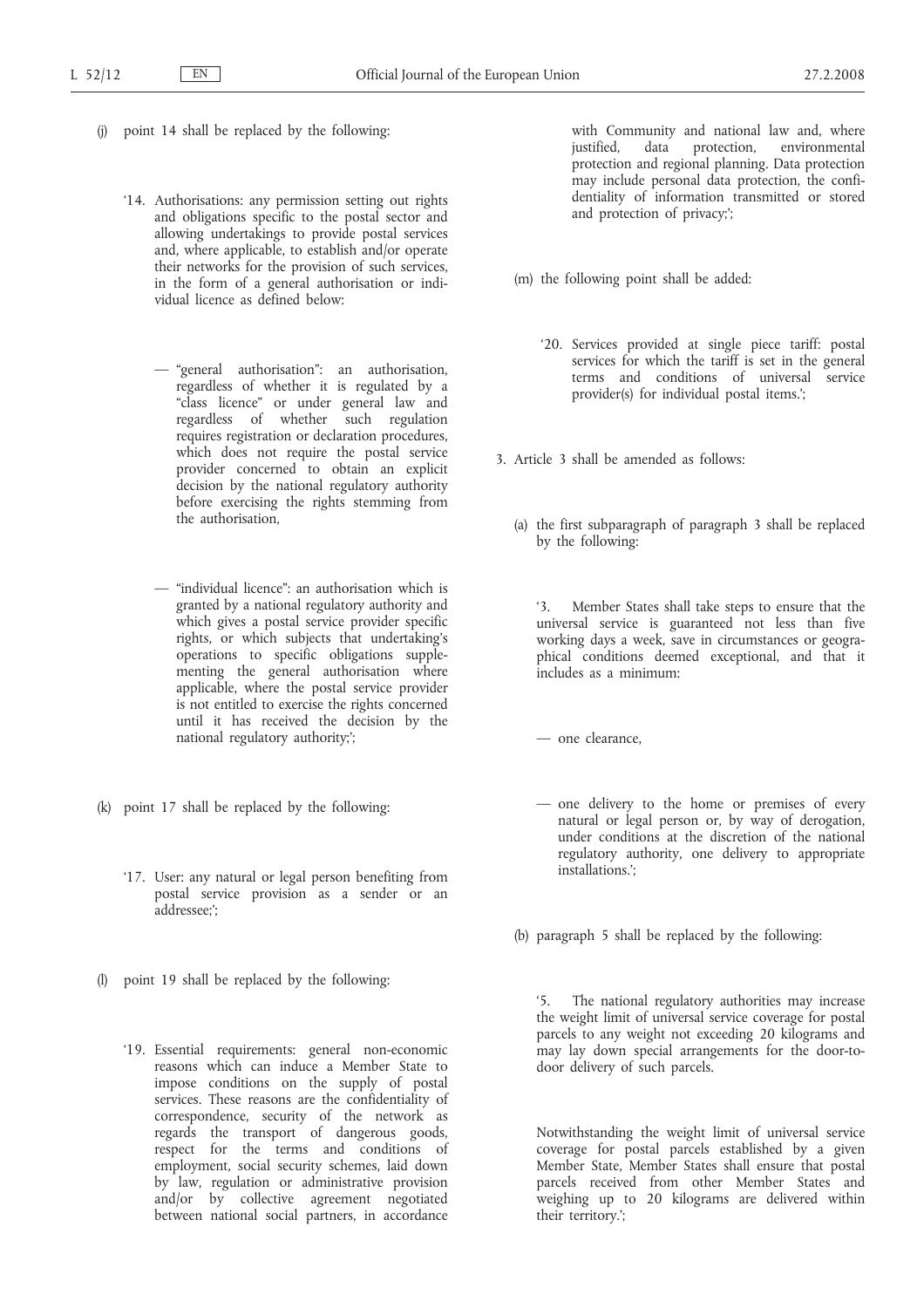(j) point 14 shall be replaced by the following:

‘14. Authorisations: any permission setting out rights and obligations specific to the postal sector and allowing undertakings to provide postal services and, where applicable, to establish and/or operate their networks for the provision of such services, in the form of a general authorisation or individual licence as defined below:

— “general authorisation”: an authorisation, regardless of whether it is regulated by a “class licence” or under general law and regardless of whether such regulation requires registration or declaration procedures, which does not require the postal service provider concerned to obtain an explicit decision by the national regulatory authority before exercising the rights stemming from the authorisation,

— “individual licence”: an authorisation which is granted by a national regulatory authority and which gives a postal service provider specific rights, or which subjects that undertaking's operations to specific obligations supplementing the general authorisation where applicable, where the postal service provider is not entitled to exercise the rights concerned until it has received the decision by the national regulatory authority;’;

(k) point 17 shall be replaced by the following:

‘17. User: any natural or legal person benefiting from postal service provision as a sender or an addressee;’;

(l) point 19 shall be replaced by the following:

‘19. Essential requirements: general non-economic reasons which can induce a Member State to impose conditions on the supply of postal services. These reasons are the confidentiality of correspondence, security of the network as regards the transport of dangerous goods, respect for the terms and conditions of employment, social security schemes, laid down by law, regulation or administrative provision and/or by collective agreement negotiated between national social partners, in accordance with Community and national law and, where justified, data protection, environmental protection and regional planning. Data protection may include personal data protection, the confidentiality of information transmitted or stored and protection of privacy;’;

(m) the following point shall be added:

‘20. Services provided at single piece tariff: postal services for which the tariff is set in the general terms and conditions of universal service provider(s) for individual postal items.’;

3. Article 3 shall be amended as follows:

(a) the first subparagraph of paragraph 3 shall be replaced by the following:

‘3. Member States shall take steps to ensure that the universal service is guaranteed not less than five working days a week, save in circumstances or geographical conditions deemed exceptional, and that it includes as a minimum:

— one clearance,

— one delivery to the home or premises of every natural or legal person or, by way of derogation, under conditions at the discretion of the national regulatory authority, one delivery to appropriate installations.’;

(b) paragraph 5 shall be replaced by the following:

‘5. The national regulatory authorities may increase the weight limit of universal service coverage for postal parcels to any weight not exceeding 20 kilograms and may lay down special arrangements for the door-to-door delivery of such parcels.

Notwithstanding the weight limit of universal service coverage for postal parcels established by a given Member State, Member States shall ensure that postal parcels received from other Member States and weighing up to 20 kilograms are delivered within their territory.’;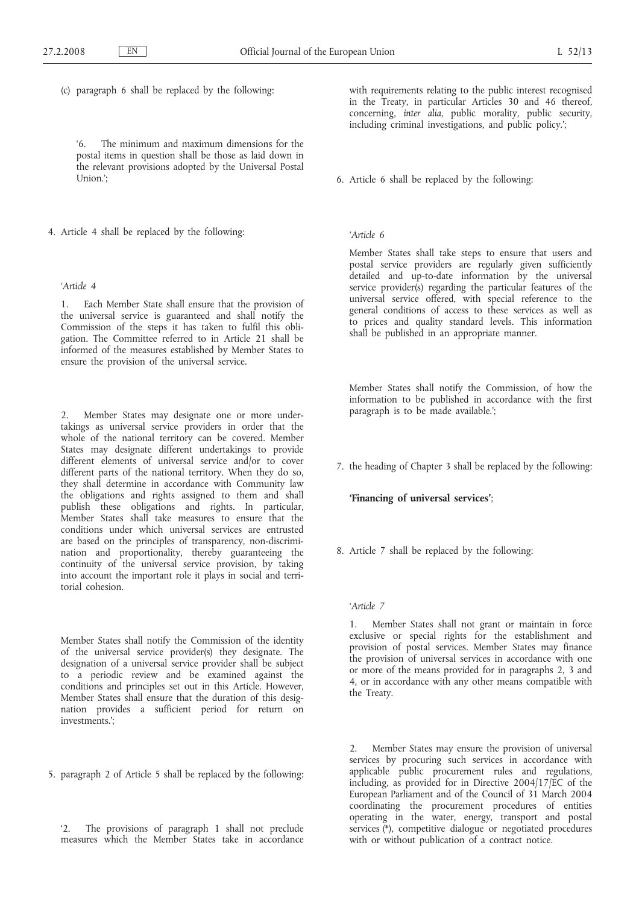(c) paragraph 6 shall be replaced by the following:

'6. The minimum and maximum dimensions for the postal items in question shall be those as laid down in the relevant provisions adopted by the Universal Postal Union.';

4. Article 4 shall be replaced by the following:

*'Article 4*

1. Each Member State shall ensure that the provision of the universal service is guaranteed and shall notify the Commission of the steps it has taken to fulfil this obligation. The Committee referred to in Article 21 shall be informed of the measures established by Member States to ensure the provision of the universal service.

2. Member States may designate one or more undertakings as universal service providers in order that the whole of the national territory can be covered. Member States may designate different undertakings to provide different elements of universal service and/or to cover different parts of the national territory. When they do so, they shall determine in accordance with Community law the obligations and rights assigned to them and shall publish these obligations and rights. In particular, Member States shall take measures to ensure that the conditions under which universal services are entrusted are based on the principles of transparency, non-discrimination and proportionality, thereby guaranteeing the continuity of the universal service provision, by taking into account the important role it plays in social and territorial cohesion.

Member States shall notify the Commission of the identity of the universal service provider(s) they designate. The designation of a universal service provider shall be subject to a periodic review and be examined against the conditions and principles set out in this Article. However, Member States shall ensure that the duration of this designation provides a sufficient period for return on investments.';

5. paragraph 2 of Article 5 shall be replaced by the following:

'2. The provisions of paragraph 1 shall not preclude measures which the Member States take in accordance with requirements relating to the public interest recognised in the Treaty, in particular Articles 30 and 46 thereof, concerning, *inter alia*, public morality, public security, including criminal investigations, and public policy.';

6. Article 6 shall be replaced by the following:

*'Article 6*

Member States shall take steps to ensure that users and postal service providers are regularly given sufficiently detailed and up-to-date information by the universal service provider(s) regarding the particular features of the universal service offered, with special reference to the general conditions of access to these services as well as to prices and quality standard levels. This information shall be published in an appropriate manner.

Member States shall notify the Commission, of how the information to be published in accordance with the first paragraph is to be made available.';

7. the heading of Chapter 3 shall be replaced by the following:

**'Financing of universal services'**;

8. Article 7 shall be replaced by the following:

*'Article 7*

1. Member States shall not grant or maintain in force exclusive or special rights for the establishment and provision of postal services. Member States may finance the provision of universal services in accordance with one or more of the means provided for in paragraphs 2, 3 and 4, or in accordance with any other means compatible with the Treaty.

2. Member States may ensure the provision of universal services by procuring such services in accordance with applicable public procurement rules and regulations, including, as provided for in Directive 2004/17/EC of the European Parliament and of the Council of 31 March 2004 coordinating the procurement procedures of entities operating in the water, energy, transport and postal services (*), competitive dialogue or negotiated procedures with or without publication of a contract notice.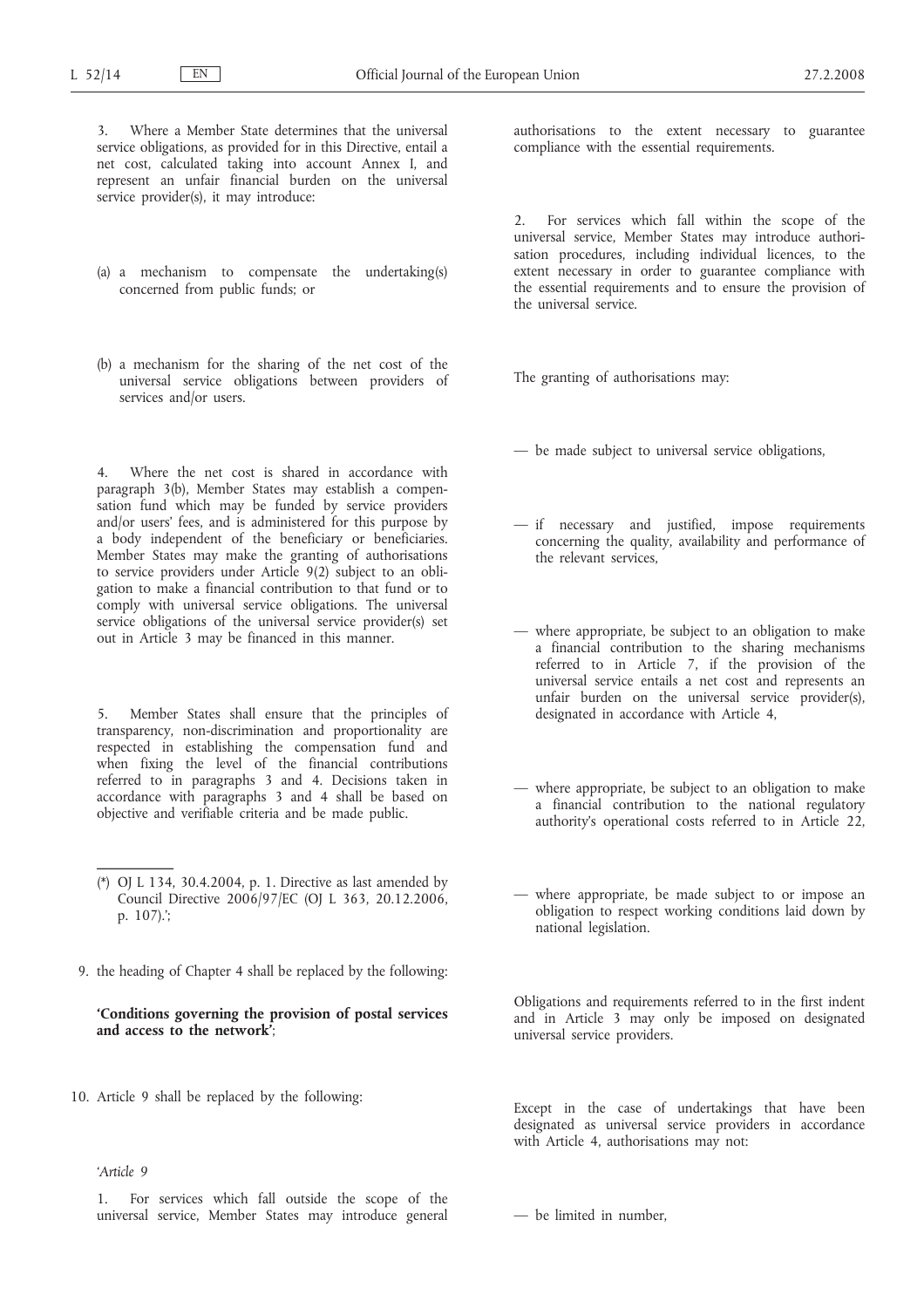3. Where a Member State determines that the universal service obligations, as provided for in this Directive, entail a net cost, calculated taking into account Annex I, and represent an unfair financial burden on the universal service provider(s), it may introduce:

(a) a mechanism to compensate the undertaking(s) concerned from public funds; or

(b) a mechanism for the sharing of the net cost of the universal service obligations between providers of services and/or users.

4. Where the net cost is shared in accordance with paragraph 3(b), Member States may establish a compensation fund which may be funded by service providers and/or users' fees, and is administered for this purpose by a body independent of the beneficiary or beneficiaries. Member States may make the granting of authorisations to service providers under Article 9(2) subject to an obligation to make a financial contribution to that fund or to comply with universal service obligations. The universal service obligations of the universal service provider(s) set out in Article 3 may be financed in this manner.

5. Member States shall ensure that the principles of transparency, non-discrimination and proportionality are respected in establishing the compensation fund and when fixing the level of the financial contributions referred to in paragraphs 3 and 4. Decisions taken in accordance with paragraphs 3 and 4 shall be based on objective and verifiable criteria and be made public.

(\*) OJ L 134, 30.4.2004, p. 1. Directive as last amended by Council Directive 2006/97/EC (OJ L 363, 20.12.2006, p. 107).';

9. the heading of Chapter 4 shall be replaced by the following:

**'Conditions governing the provision of postal services and access to the network'**;

10. Article 9 shall be replaced by the following:

'*Article 9*

1. For services which fall outside the scope of the universal service, Member States may introduce general authorisations to the extent necessary to guarantee compliance with the essential requirements.

2. For services which fall within the scope of the universal service, Member States may introduce authorisation procedures, including individual licences, to the extent necessary in order to guarantee compliance with the essential requirements and to ensure the provision of the universal service.

The granting of authorisations may:

— be made subject to universal service obligations,

— if necessary and justified, impose requirements concerning the quality, availability and performance of the relevant services,

— where appropriate, be subject to an obligation to make a financial contribution to the sharing mechanisms referred to in Article 7, if the provision of the universal service entails a net cost and represents an unfair burden on the universal service provider(s), designated in accordance with Article 4,

— where appropriate, be subject to an obligation to make a financial contribution to the national regulatory authority's operational costs referred to in Article 22,

— where appropriate, be made subject to or impose an obligation to respect working conditions laid down by national legislation.

Obligations and requirements referred to in the first indent and in Article 3 may only be imposed on designated universal service providers.

Except in the case of undertakings that have been designated as universal service providers in accordance with Article 4, authorisations may not:

— be limited in number,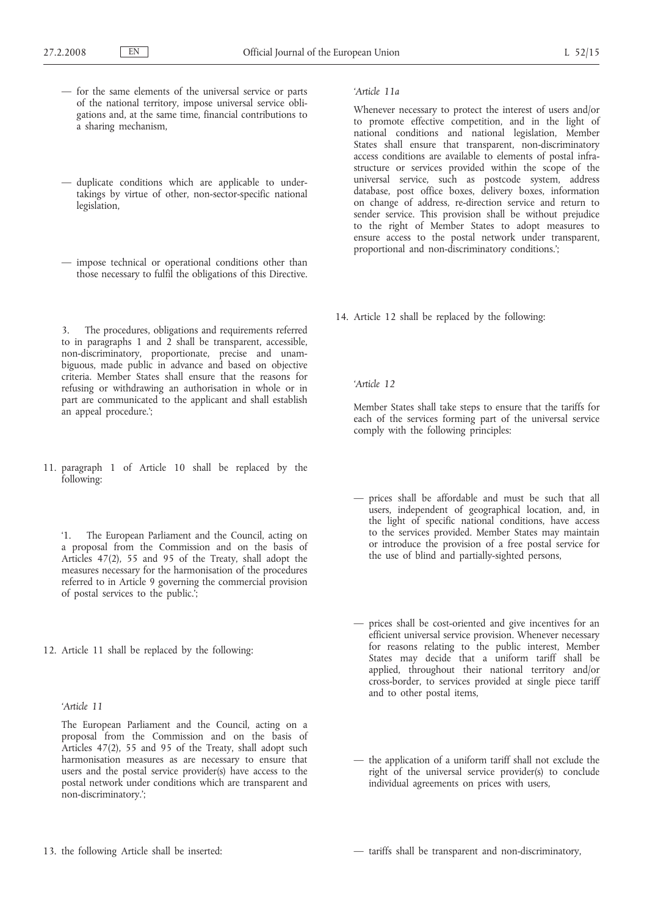— for the same elements of the universal service or parts of the national territory, impose universal service obligations and, at the same time, financial contributions to a sharing mechanism,

— duplicate conditions which are applicable to undertakings by virtue of other, non-sector-specific national legislation,

— impose technical or operational conditions other than those necessary to fulfil the obligations of this Directive.

3. The procedures, obligations and requirements referred to in paragraphs 1 and 2 shall be transparent, accessible, non-discriminatory, proportionate, precise and unambiguous, made public in advance and based on objective criteria. Member States shall ensure that the reasons for refusing or withdrawing an authorisation in whole or in part are communicated to the applicant and shall establish an appeal procedure.';

11. paragraph 1 of Article 10 shall be replaced by the following:

'1. The European Parliament and the Council, acting on a proposal from the Commission and on the basis of Articles 47(2), 55 and 95 of the Treaty, shall adopt the measures necessary for the harmonisation of the procedures referred to in Article 9 governing the commercial provision of postal services to the public.';

12. Article 11 shall be replaced by the following:

*'Article 11*

The European Parliament and the Council, acting on a proposal from the Commission and on the basis of Articles 47(2), 55 and 95 of the Treaty, shall adopt such harmonisation measures as are necessary to ensure that users and the postal service provider(s) have access to the postal network under conditions which are transparent and non-discriminatory.';

13. the following Article shall be inserted:

*'Article 11a*

Whenever necessary to protect the interest of users and/or to promote effective competition, and in the light of national conditions and national legislation, Member States shall ensure that transparent, non-discriminatory access conditions are available to elements of postal infrastructure or services provided within the scope of the universal service, such as postcode system, address database, post office boxes, delivery boxes, information on change of address, re-direction service and return to sender service. This provision shall be without prejudice to the right of Member States to adopt measures to ensure access to the postal network under transparent, proportional and non-discriminatory conditions.';

14. Article 12 shall be replaced by the following:

*'Article 12*

Member States shall take steps to ensure that the tariffs for each of the services forming part of the universal service comply with the following principles:

— prices shall be affordable and must be such that all users, independent of geographical location, and, in the light of specific national conditions, have access to the services provided. Member States may maintain or introduce the provision of a free postal service for the use of blind and partially-sighted persons,

— prices shall be cost-oriented and give incentives for an efficient universal service provision. Whenever necessary for reasons relating to the public interest, Member States may decide that a uniform tariff shall be applied, throughout their national territory and/or cross-border, to services provided at single piece tariff and to other postal items,

— the application of a uniform tariff shall not exclude the right of the universal service provider(s) to conclude individual agreements on prices with users,

— tariffs shall be transparent and non-discriminatory,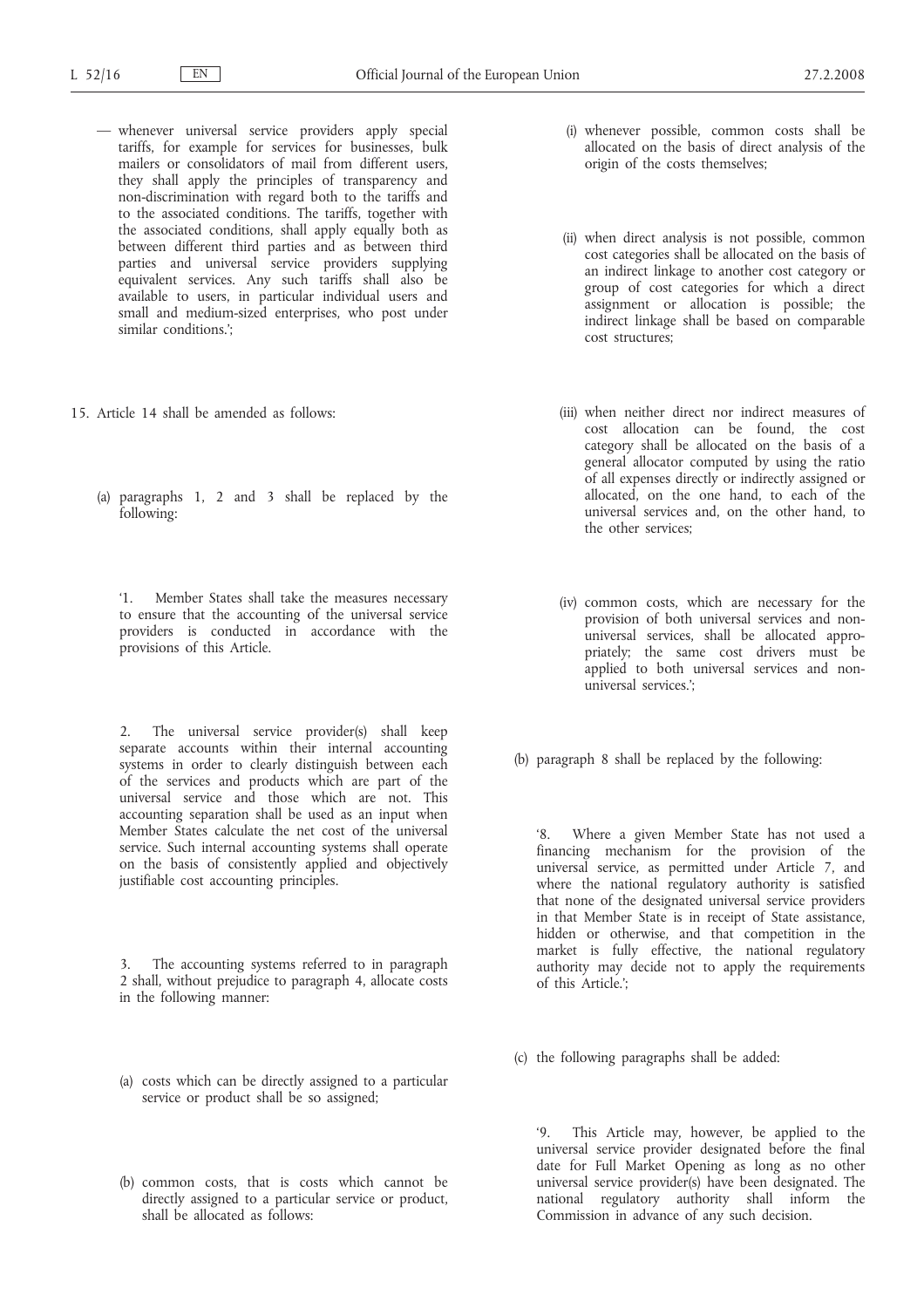— whenever universal service providers apply special tariffs, for example for services for businesses, bulk mailers or consolidators of mail from different users, they shall apply the principles of transparency and non-discrimination with regard both to the tariffs and to the associated conditions. The tariffs, together with the associated conditions, shall apply equally both as between different third parties and as between third parties and universal service providers supplying equivalent services. Any such tariffs shall also be available to users, in particular individual users and small and medium-sized enterprises, who post under similar conditions.';

15. Article 14 shall be amended as follows:

(a) paragraphs 1, 2 and 3 shall be replaced by the following:

'1. Member States shall take the measures necessary to ensure that the accounting of the universal service providers is conducted in accordance with the provisions of this Article.

2. The universal service provider(s) shall keep separate accounts within their internal accounting systems in order to clearly distinguish between each of the services and products which are part of the universal service and those which are not. This accounting separation shall be used as an input when Member States calculate the net cost of the universal service. Such internal accounting systems shall operate on the basis of consistently applied and objectively justifiable cost accounting principles.

3. The accounting systems referred to in paragraph 2 shall, without prejudice to paragraph 4, allocate costs in the following manner:

(a) costs which can be directly assigned to a particular service or product shall be so assigned;

(b) common costs, that is costs which cannot be directly assigned to a particular service or product, shall be allocated as follows:

(i) whenever possible, common costs shall be allocated on the basis of direct analysis of the origin of the costs themselves;

(ii) when direct analysis is not possible, common cost categories shall be allocated on the basis of an indirect linkage to another cost category or group of cost categories for which a direct assignment or allocation is possible; the indirect linkage shall be based on comparable cost structures;

(iii) when neither direct nor indirect measures of cost allocation can be found, the cost category shall be allocated on the basis of a general allocator computed by using the ratio of all expenses directly or indirectly assigned or allocated, on the one hand, to each of the universal services and, on the other hand, to the other services;

(iv) common costs, which are necessary for the provision of both universal services and non-universal services, shall be allocated appropriately; the same cost drivers must be applied to both universal services and non-universal services.';

(b) paragraph 8 shall be replaced by the following:

'8. Where a given Member State has not used a financing mechanism for the provision of the universal service, as permitted under Article 7, and where the national regulatory authority is satisfied that none of the designated universal service providers in that Member State is in receipt of State assistance, hidden or otherwise, and that competition in the market is fully effective, the national regulatory authority may decide not to apply the requirements of this Article.';

(c) the following paragraphs shall be added:

'9. This Article may, however, be applied to the universal service provider designated before the final date for Full Market Opening as long as no other universal service provider(s) have been designated. The national regulatory authority shall inform the Commission in advance of any such decision.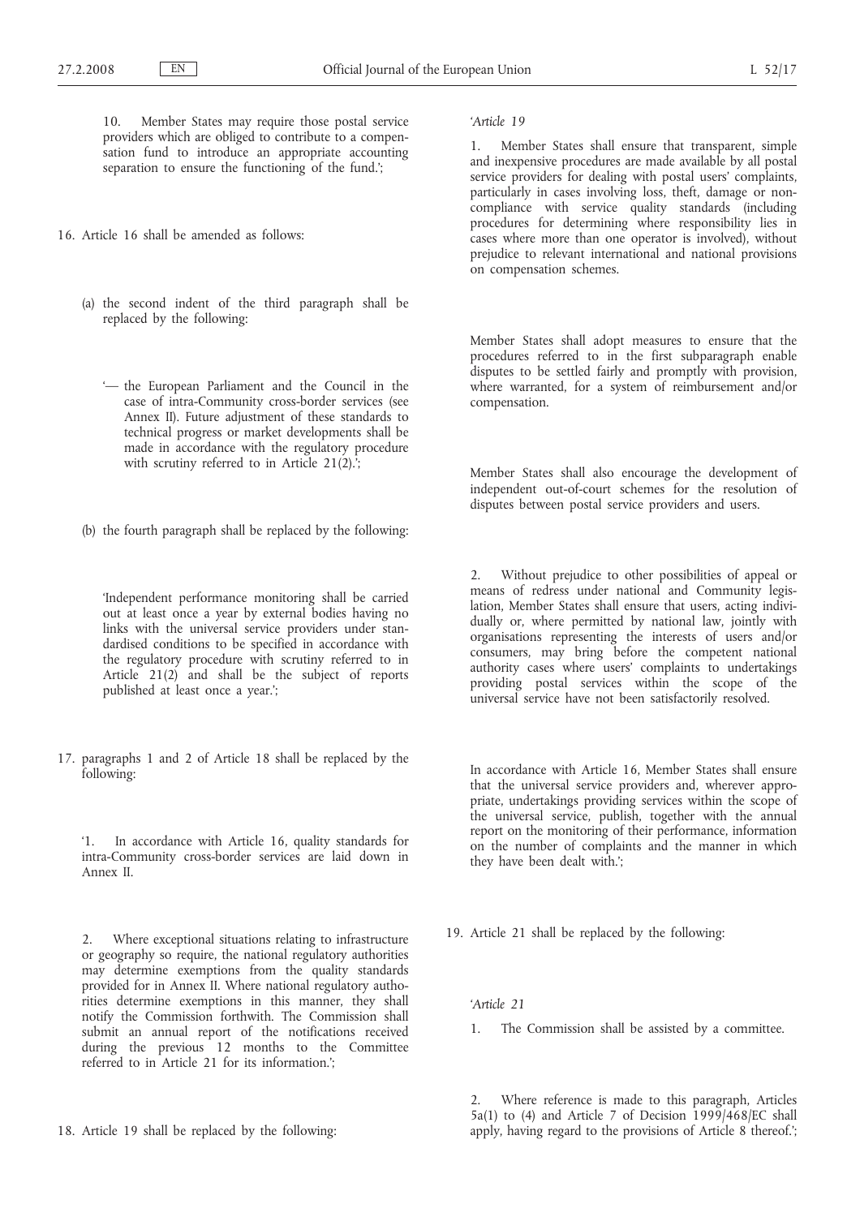10. Member States may require those postal service providers which are obliged to contribute to a compensation fund to introduce an appropriate accounting separation to ensure the functioning of the fund.';

16. Article 16 shall be amended as follows:

(a) the second indent of the third paragraph shall be replaced by the following:

'— the European Parliament and the Council in the case of intra-Community cross-border services (see Annex II). Future adjustment of these standards to technical progress or market developments shall be made in accordance with the regulatory procedure with scrutiny referred to in Article 21(2).';

(b) the fourth paragraph shall be replaced by the following:

'Independent performance monitoring shall be carried out at least once a year by external bodies having no links with the universal service providers under standardised conditions to be specified in accordance with the regulatory procedure with scrutiny referred to in Article 21(2) and shall be the subject of reports published at least once a year.';

17. paragraphs 1 and 2 of Article 18 shall be replaced by the following:

'1. In accordance with Article 16, quality standards for intra-Community cross-border services are laid down in Annex II.

2. Where exceptional situations relating to infrastructure or geography so require, the national regulatory authorities may determine exemptions from the quality standards provided for in Annex II. Where national regulatory authorities determine exemptions in this manner, they shall notify the Commission forthwith. The Commission shall submit an annual report of the notifications received during the previous 12 months to the Committee referred to in Article 21 for its information.';

18. Article 19 shall be replaced by the following:

*'Article 19*

1. Member States shall ensure that transparent, simple and inexpensive procedures are made available by all postal service providers for dealing with postal users' complaints, particularly in cases involving loss, theft, damage or non-compliance with service quality standards (including procedures for determining where responsibility lies in cases where more than one operator is involved), without prejudice to relevant international and national provisions on compensation schemes.

Member States shall adopt measures to ensure that the procedures referred to in the first subparagraph enable disputes to be settled fairly and promptly with provision, where warranted, for a system of reimbursement and/or compensation.

Member States shall also encourage the development of independent out-of-court schemes for the resolution of disputes between postal service providers and users.

2. Without prejudice to other possibilities of appeal or means of redress under national and Community legislation, Member States shall ensure that users, acting individually or, where permitted by national law, jointly with organisations representing the interests of users and/or consumers, may bring before the competent national authority cases where users' complaints to undertakings providing postal services within the scope of the universal service have not been satisfactorily resolved.

In accordance with Article 16, Member States shall ensure that the universal service providers and, wherever appropriate, undertakings providing services within the scope of the universal service, publish, together with the annual report on the monitoring of their performance, information on the number of complaints and the manner in which they have been dealt with.';

19. Article 21 shall be replaced by the following:

*'Article 21*

1. The Commission shall be assisted by a committee.

2. Where reference is made to this paragraph, Articles 5a(1) to (4) and Article 7 of Decision 1999/468/EC shall apply, having regard to the provisions of Article 8 thereof.';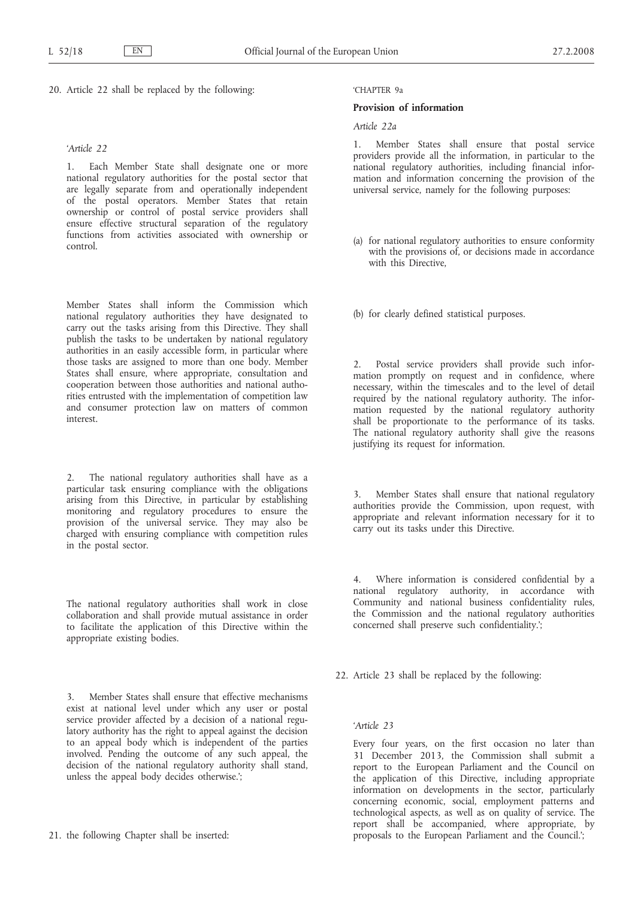20. Article 22 shall be replaced by the following:

'*Article 22*

1. Each Member State shall designate one or more national regulatory authorities for the postal sector that are legally separate from and operationally independent of the postal operators. Member States that retain ownership or control of postal service providers shall ensure effective structural separation of the regulatory functions from activities associated with ownership or control.

Member States shall inform the Commission which national regulatory authorities they have designated to carry out the tasks arising from this Directive. They shall publish the tasks to be undertaken by national regulatory authorities in an easily accessible form, in particular where those tasks are assigned to more than one body. Member States shall ensure, where appropriate, consultation and cooperation between those authorities and national authorities entrusted with the implementation of competition law and consumer protection law on matters of common interest.

2. The national regulatory authorities shall have as a particular task ensuring compliance with the obligations arising from this Directive, in particular by establishing monitoring and regulatory procedures to ensure the provision of the universal service. They may also be charged with ensuring compliance with competition rules in the postal sector.

The national regulatory authorities shall work in close collaboration and shall provide mutual assistance in order to facilitate the application of this Directive within the appropriate existing bodies.

3. Member States shall ensure that effective mechanisms exist at national level under which any user or postal service provider affected by a decision of a national regulatory authority has the right to appeal against the decision to an appeal body which is independent of the parties involved. Pending the outcome of any such appeal, the decision of the national regulatory authority shall stand, unless the appeal body decides otherwise.';

21. the following Chapter shall be inserted:

'CHAPTER 9a

**Provision of information**

*Article 22a*

1. Member States shall ensure that postal service providers provide all the information, in particular to the national regulatory authorities, including financial information and information concerning the provision of the universal service, namely for the following purposes:

(a) for national regulatory authorities to ensure conformity with the provisions of, or decisions made in accordance with this Directive,

(b) for clearly defined statistical purposes.

2. Postal service providers shall provide such information promptly on request and in confidence, where necessary, within the timescales and to the level of detail required by the national regulatory authority. The information requested by the national regulatory authority shall be proportionate to the performance of its tasks. The national regulatory authority shall give the reasons justifying its request for information.

3. Member States shall ensure that national regulatory authorities provide the Commission, upon request, with appropriate and relevant information necessary for it to carry out its tasks under this Directive.

4. Where information is considered confidential by a national regulatory authority, in accordance with Community and national business confidentiality rules, the Commission and the national regulatory authorities concerned shall preserve such confidentiality.';

22. Article 23 shall be replaced by the following:

'*Article 23*

Every four years, on the first occasion no later than 31 December 2013, the Commission shall submit a report to the European Parliament and the Council on the application of this Directive, including appropriate information on developments in the sector, particularly concerning economic, social, employment patterns and technological aspects, as well as on quality of service. The report shall be accompanied, where appropriate, by proposals to the European Parliament and the Council.';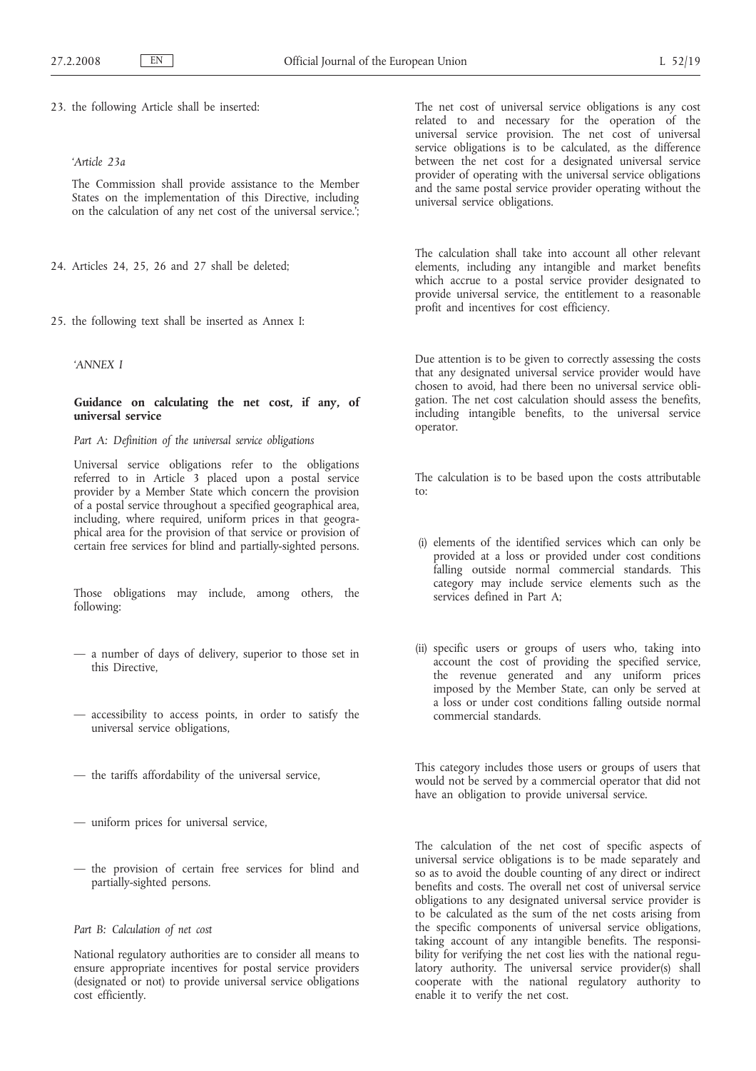23. the following Article shall be inserted:

'*Article 23a*

The Commission shall provide assistance to the Member States on the implementation of this Directive, including on the calculation of any net cost of the universal service.';

24. Articles 24, 25, 26 and 27 shall be deleted;

25. the following text shall be inserted as Annex I:

'*ANNEX I*

**Guidance on calculating the net cost, if any, of universal service**

*Part A: Definition of the universal service obligations*

Universal service obligations refer to the obligations referred to in Article 3 placed upon a postal service provider by a Member State which concern the provision of a postal service throughout a specified geographical area, including, where required, uniform prices in that geographical area for the provision of that service or provision of certain free services for blind and partially-sighted persons.

Those obligations may include, among others, the following:

— a number of days of delivery, superior to those set in this Directive,

— accessibility to access points, in order to satisfy the universal service obligations,

— the tariffs affordability of the universal service,

— uniform prices for universal service,

— the provision of certain free services for blind and partially-sighted persons.

*Part B: Calculation of net cost*

National regulatory authorities are to consider all means to ensure appropriate incentives for postal service providers (designated or not) to provide universal service obligations cost efficiently.

The net cost of universal service obligations is any cost related to and necessary for the operation of the universal service provision. The net cost of universal service obligations is to be calculated, as the difference between the net cost for a designated universal service provider of operating with the universal service obligations and the same postal service provider operating without the universal service obligations.

The calculation shall take into account all other relevant elements, including any intangible and market benefits which accrue to a postal service provider designated to provide universal service, the entitlement to a reasonable profit and incentives for cost efficiency.

Due attention is to be given to correctly assessing the costs that any designated universal service provider would have chosen to avoid, had there been no universal service obligation. The net cost calculation should assess the benefits, including intangible benefits, to the universal service operator.

The calculation is to be based upon the costs attributable to:

(i) elements of the identified services which can only be provided at a loss or provided under cost conditions falling outside normal commercial standards. This category may include service elements such as the services defined in Part A;

(ii) specific users or groups of users who, taking into account the cost of providing the specified service, the revenue generated and any uniform prices imposed by the Member State, can only be served at a loss or under cost conditions falling outside normal commercial standards.

This category includes those users or groups of users that would not be served by a commercial operator that did not have an obligation to provide universal service.

The calculation of the net cost of specific aspects of universal service obligations is to be made separately and so as to avoid the double counting of any direct or indirect benefits and costs. The overall net cost of universal service obligations to any designated universal service provider is to be calculated as the sum of the net costs arising from the specific components of universal service obligations, taking account of any intangible benefits. The responsibility for verifying the net cost lies with the national regulatory authority. The universal service provider(s) shall cooperate with the national regulatory authority to enable it to verify the net cost.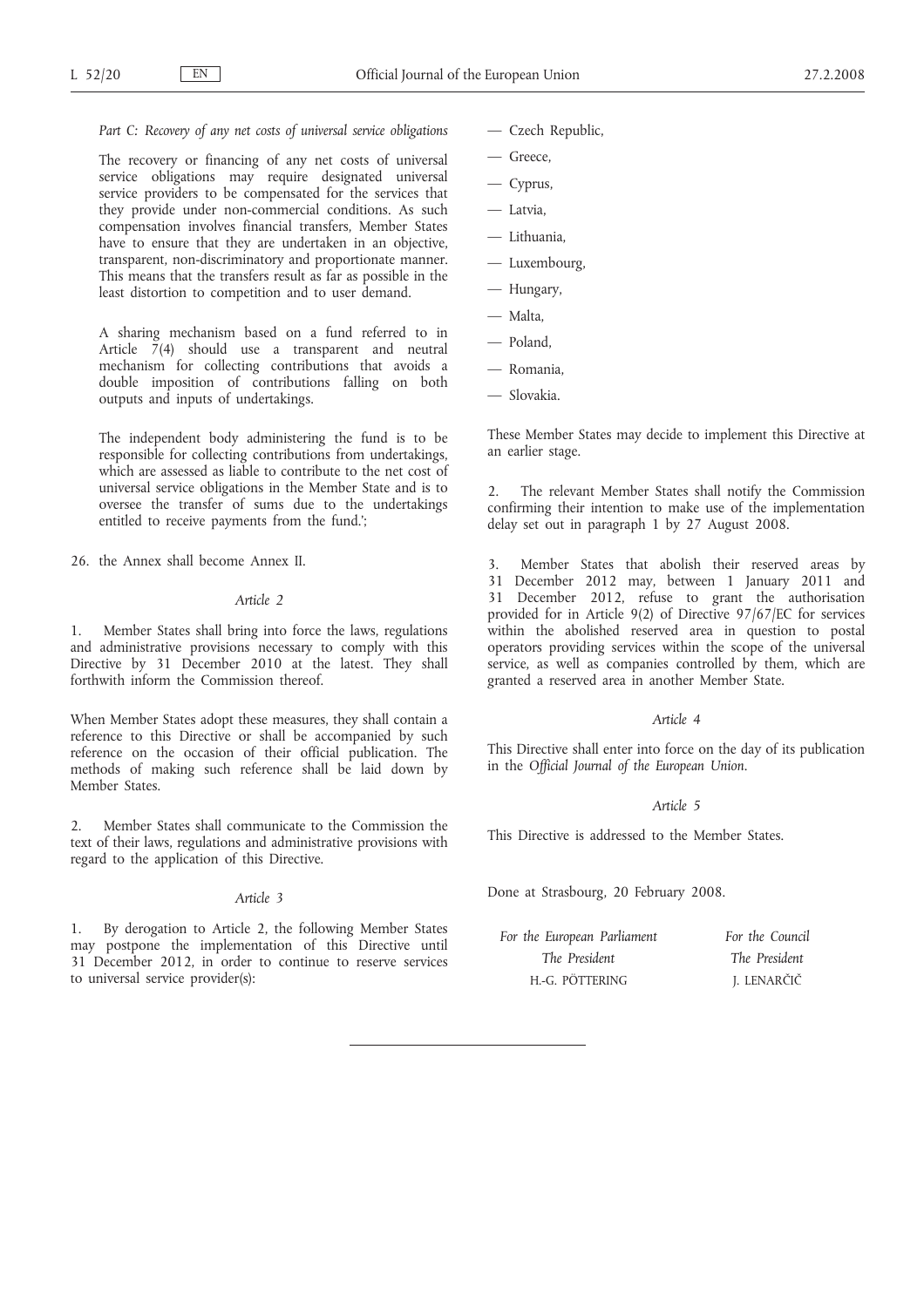*Part C: Recovery of any net costs of universal service obligations*

The recovery or financing of any net costs of universal service obligations may require designated universal service providers to be compensated for the services that they provide under non-commercial conditions. As such compensation involves financial transfers, Member States have to ensure that they are undertaken in an objective, transparent, non-discriminatory and proportionate manner. This means that the transfers result as far as possible in the least distortion to competition and to user demand.

A sharing mechanism based on a fund referred to in Article 7(4) should use a transparent and neutral mechanism for collecting contributions that avoids a double imposition of contributions falling on both outputs and inputs of undertakings.

The independent body administering the fund is to be responsible for collecting contributions from undertakings, which are assessed as liable to contribute to the net cost of universal service obligations in the Member State and is to oversee the transfer of sums due to the undertakings entitled to receive payments from the fund.';

26. the Annex shall become Annex II.

*Article 2*

1. Member States shall bring into force the laws, regulations and administrative provisions necessary to comply with this Directive by 31 December 2010 at the latest. They shall forthwith inform the Commission thereof.

When Member States adopt these measures, they shall contain a reference to this Directive or shall be accompanied by such reference on the occasion of their official publication. The methods of making such reference shall be laid down by Member States.

2. Member States shall communicate to the Commission the text of their laws, regulations and administrative provisions with regard to the application of this Directive.

*Article 3*

1. By derogation to Article 2, the following Member States may postpone the implementation of this Directive until 31 December 2012, in order to continue to reserve services to universal service provider(s):

— Czech Republic,

— Greece,

— Cyprus,

— Latvia,

— Lithuania,

— Luxembourg,

— Hungary,

— Malta,

— Poland,

— Romania,

— Slovakia.

These Member States may decide to implement this Directive at an earlier stage.

2. The relevant Member States shall notify the Commission confirming their intention to make use of the implementation delay set out in paragraph 1 by 27 August 2008.

3. Member States that abolish their reserved areas by 31 December 2012 may, between 1 January 2011 and 31 December 2012, refuse to grant the authorisation provided for in Article 9(2) of Directive 97/67/EC for services within the abolished reserved area in question to postal operators providing services within the scope of the universal service, as well as companies controlled by them, which are granted a reserved area in another Member State.

*Article 4*

This Directive shall enter into force on the day of its publication in the *Official Journal of the European Union*.

*Article 5*

This Directive is addressed to the Member States.

Done at Strasbourg, 20 February 2008.

| *For the European Parliament* | *For the Council* |
|---|---|
| *The President* | *The President* |
| H.-G. PÖTTERING | J. LENARČIČ |